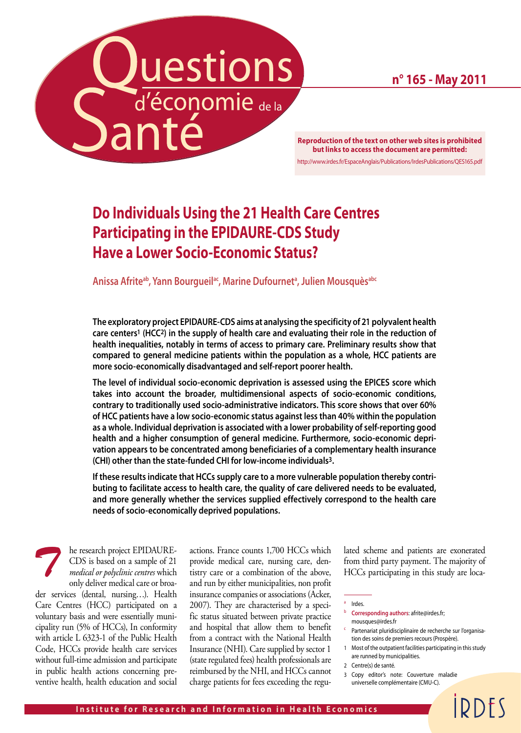# Questions d'économie de la Santé

**n° 165 - May 2011**

**Reproduction of the text on other web sites is prohibited but links to access the document are permitted:**
http://www.irdes.fr/EspaceAnglais/Publications/IrdesPublications/QES165.pdf

## Do Individuals Using the 21 Health Care Centres Participating in the EPIDAURE-CDS Study Have a Lower Socio-Economic Status?

Anissa Afrite[ab], Yann Bourgueil[ac], Marine Dufournet[a], Julien Mousquès[abc]

**The exploratory project EPIDAURE-CDS aims at analysing the specificity of 21 polyvalent health care centers[1] (HCC[2]) in the supply of health care and evaluating their role in the reduction of health inequalities, notably in terms of access to primary care. Preliminary results show that compared to general medicine patients within the population as a whole, HCC patients are more socio-economically disadvantaged and self-report poorer health.**

**The level of individual socio-economic deprivation is assessed using the EPICES score which takes into account the broader, multidimensional aspects of socio-economic conditions, contrary to traditionally used socio-administrative indicators. This score shows that over 60% of HCC patients have a low socio-economic status against less than 40% within the population as a whole. Individual deprivation is associated with a lower probability of self-reporting good health and a higher consumption of general medicine. Furthermore, socio-economic deprivation appears to be concentrated among beneficiaries of a complementary health insurance (CHI) other than the state-funded CHI for low-income individuals[3].**

**If these results indicate that HCCs supply care to a more vulnerable population thereby contributing to facilitate access to health care, the quality of care delivered needs to be evaluated, and more generally whether the services supplied effectively correspond to the health care needs of socio-economically deprived populations.**

The research project EPIDAURE-CDS is based on a sample of 21 *medical or polyclinic centres* which only deliver medical care or broader services (dental, nursing…). Health Care Centres (HCC) participated on a voluntary basis and were essentially municipality run (5% of HCCs), In conformity with article L 6323-1 of the Public Health Code, HCCs provide health care services without full-time admission and participate in public health actions concerning preventive health, health education and social actions. France counts 1,700 HCCs which provide medical care, nursing care, dentistry care or a combination of the above, and run by either municipalities, non profit insurance companies or associations (Acker, 2007). They are characterised by a specific status situated between private practice and hospital that allow them to benefit from a contract with the National Health Insurance (NHI). Care supplied by sector 1 (state regulated fees) health professionals are reimbursed by the NHI, and HCCs cannot charge patients for fees exceeding the regulated scheme and patients are exonerated from third party payment. The majority of HCCs participating in this study are loca-

---

[a] Irdes.

[b] **Corresponding authors:** afrite@irdes.fr; mousques@irdes.fr

[c] Partenariat pluridisciplinaire de recherche sur l'organisation des soins de premiers recours (Prospère).

1 Most of the outpatient facilities participating in this study are runned by municipalities.

2 Centre(s) de santé.

3 Copy editor's note: Couverture maladie universelle complémentaire (CMU-C).

Institute for Research and Information in Health Economics

IRDES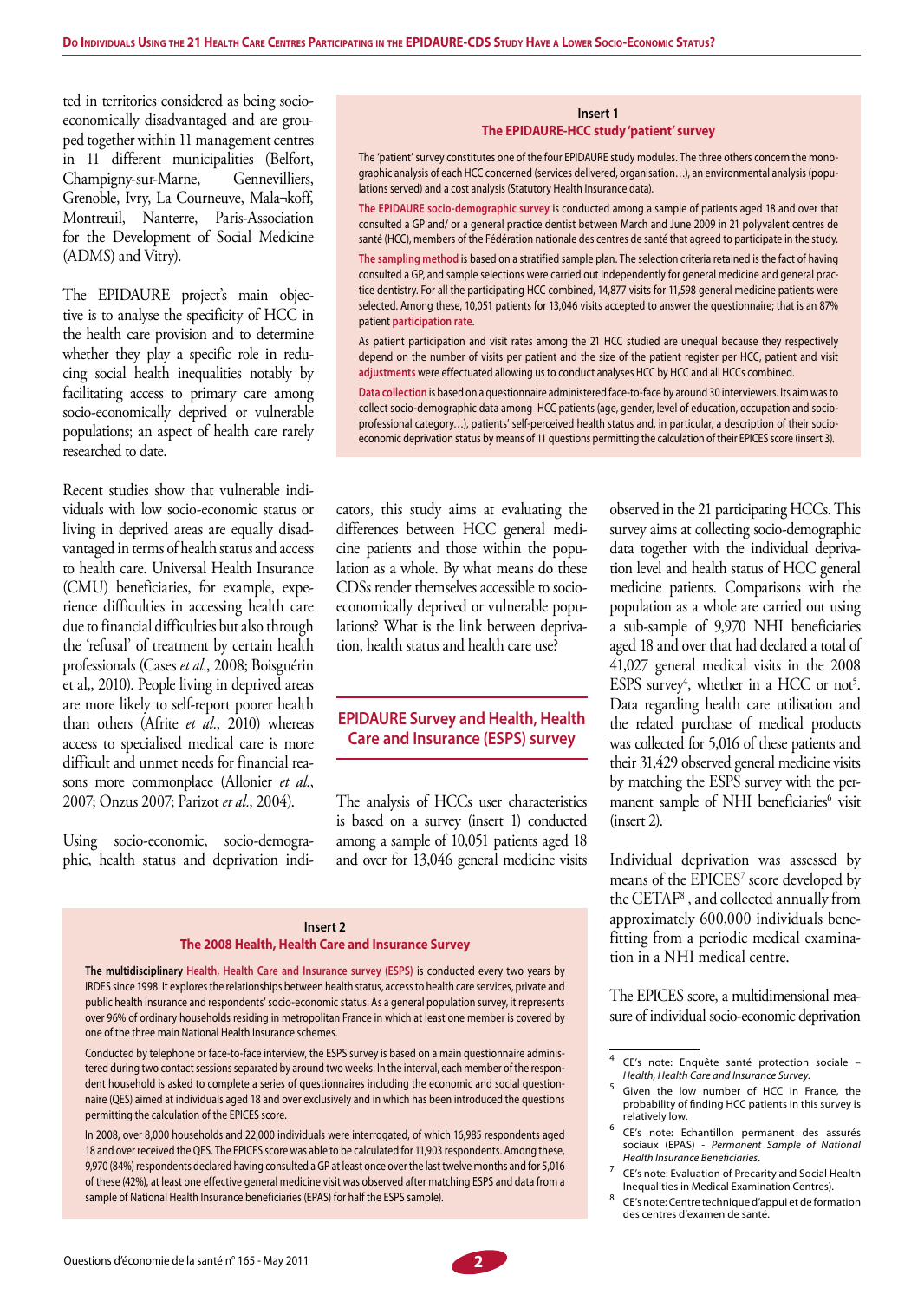ted in territories considered as being socio-economically disadvantaged and are grouped together within 11 management centres in 11 different municipalities (Belfort, Champigny-sur-Marne, Gennevilliers, Grenoble, Ivry, La Courneuve, Mala¬koff, Montreuil, Nanterre, Paris-Association for the Development of Social Medicine (ADMS) and Vitry).

The EPIDAURE project's main objective is to analyse the specificity of HCC in the health care provision and to determine whether they play a specific role in reducing social health inequalities notably by facilitating access to primary care among socio-economically deprived or vulnerable populations; an aspect of health care rarely researched to date.

Recent studies show that vulnerable individuals with low socio-economic status or living in deprived areas are equally disadvantaged in terms of health status and access to health care. Universal Health Insurance (CMU) beneficiaries, for example, experience difficulties in accessing health care due to financial difficulties but also through the 'refusal' of treatment by certain health professionals (Cases *et al.*, 2008; Boisguérin et al,, 2010). People living in deprived areas are more likely to self-report poorer health than others (Afrite *et al.*, 2010) whereas access to specialised medical care is more difficult and unmet needs for financial reasons more commonplace (Allonier *et al.*, 2007; Onzus 2007; Parizot *et al.*, 2004).

Using socio-economic, socio-demographic, health status and deprivation indicators, this study aims at evaluating the differences between HCC general medicine patients and those within the population as a whole. By what means do these CDSs render themselves accessible to socio-economically deprived or vulnerable populations? What is the link between deprivation, health status and health care use?

> **Insert 1**
> **The EPIDAURE-HCC study 'patient' survey**
>
> The 'patient' survey constitutes one of the four EPIDAURE study modules. The three others concern the monographic analysis of each HCC concerned (services delivered, organisation…), an environmental analysis (populations served) and a cost analysis (Statutory Health Insurance data).
>
> **The EPIDAURE socio-demographic survey** is conducted among a sample of patients aged 18 and over that consulted a GP and/ or a general practice dentist between March and June 2009 in 21 polyvalent centres de santé (HCC), members of the Fédération nationale des centres de santé that agreed to participate in the study.
>
> **The sampling method** is based on a stratified sample plan. The selection criteria retained is the fact of having consulted a GP, and sample selections were carried out independently for general medicine and general practice dentistry. For all the participating HCC combined, 14,877 visits for 11,598 general medicine patients were selected. Among these, 10,051 patients for 13,046 visits accepted to answer the questionnaire; that is an 87% patient **participation rate**.
>
> As patient participation and visit rates among the 21 HCC studied are unequal because they respectively depend on the number of visits per patient and the size of the patient register per HCC, patient and visit **adjustments** were effectuated allowing us to conduct analyses HCC by HCC and all HCCs combined.
>
> **Data collection** is based on a questionnaire administered face-to-face by around 30 interviewers. Its aim was to collect socio-demographic data among HCC patients (age, gender, level of education, occupation and socio-professional category…), patients' self-perceived health status and, in particular, a description of their socio-economic deprivation status by means of 11 questions permitting the calculation of their EPICES score (insert 3).

## EPIDAURE Survey and Health, Health Care and Insurance (ESPS) survey

The analysis of HCCs user characteristics is based on a survey (insert 1) conducted among a sample of 10,051 patients aged 18 and over for 13,046 general medicine visits observed in the 21 participating HCCs. This survey aims at collecting socio-demographic data together with the individual deprivation level and health status of HCC general medicine patients. Comparisons with the population as a whole are carried out using a sub-sample of 9,970 NHI beneficiaries aged 18 and over that had declared a total of 41,027 general medical visits in the 2008 ESPS survey[4], whether in a HCC or not[5]. Data regarding health care utilisation and the related purchase of medical products was collected for 5,016 of these patients and their 31,429 observed general medicine visits by matching the ESPS survey with the permanent sample of NHI beneficiaries[6] visit (insert 2).

Individual deprivation was assessed by means of the EPICES[7] score developed by the CETAF[8] , and collected annually from approximately 600,000 individuals benefitting from a periodic medical examination in a NHI medical centre.

The EPICES score, a multidimensional measure of individual socio-economic deprivation

> **Insert 2**
> **The 2008 Health, Health Care and Insurance Survey**
>
> **The multidisciplinary Health, Health Care and Insurance survey (ESPS)** is conducted every two years by IRDES since 1998. It explores the relationships between health status, access to health care services, private and public health insurance and respondents' socio-economic status. As a general population survey, it represents over 96% of ordinary households residing in metropolitan France in which at least one member is covered by one of the three main National Health Insurance schemes.
>
> Conducted by telephone or face-to-face interview, the ESPS survey is based on a main questionnaire administered during two contact sessions separated by around two weeks. In the interval, each member of the respondent household is asked to complete a series of questionnaires including the economic and social questionnaire (QES) aimed at individuals aged 18 and over exclusively and in which has been introduced the questions permitting the calculation of the EPICES score.
>
> In 2008, over 8,000 households and 22,000 individuals were interrogated, of which 16,985 respondents aged 18 and over received the QES. The EPICES score was able to be calculated for 11,903 respondents. Among these, 9,970 (84%) respondents declared having consulted a GP at least once over the last twelve months and for 5,016 of these (42%), at least one effective general medicine visit was observed after matching ESPS and data from a sample of National Health Insurance beneficiaries (EPAS) for half the ESPS sample).

---

[4] CE's note: Enquête santé protection sociale – *Health, Health Care and Insurance Survey*.

[5] Given the low number of HCC in France, the probability of finding HCC patients in this survey is relatively low.

[6] CE's note: Echantillon permanent des assurés sociaux (EPAS) - *Permanent Sample of National Health Insurance Beneficiaries*.

[7] CE's note: Evaluation of Precarity and Social Health Inequalities in Medical Examination Centres).

[8] CE's note: Centre technique d'appui et de formation des centres d'examen de santé.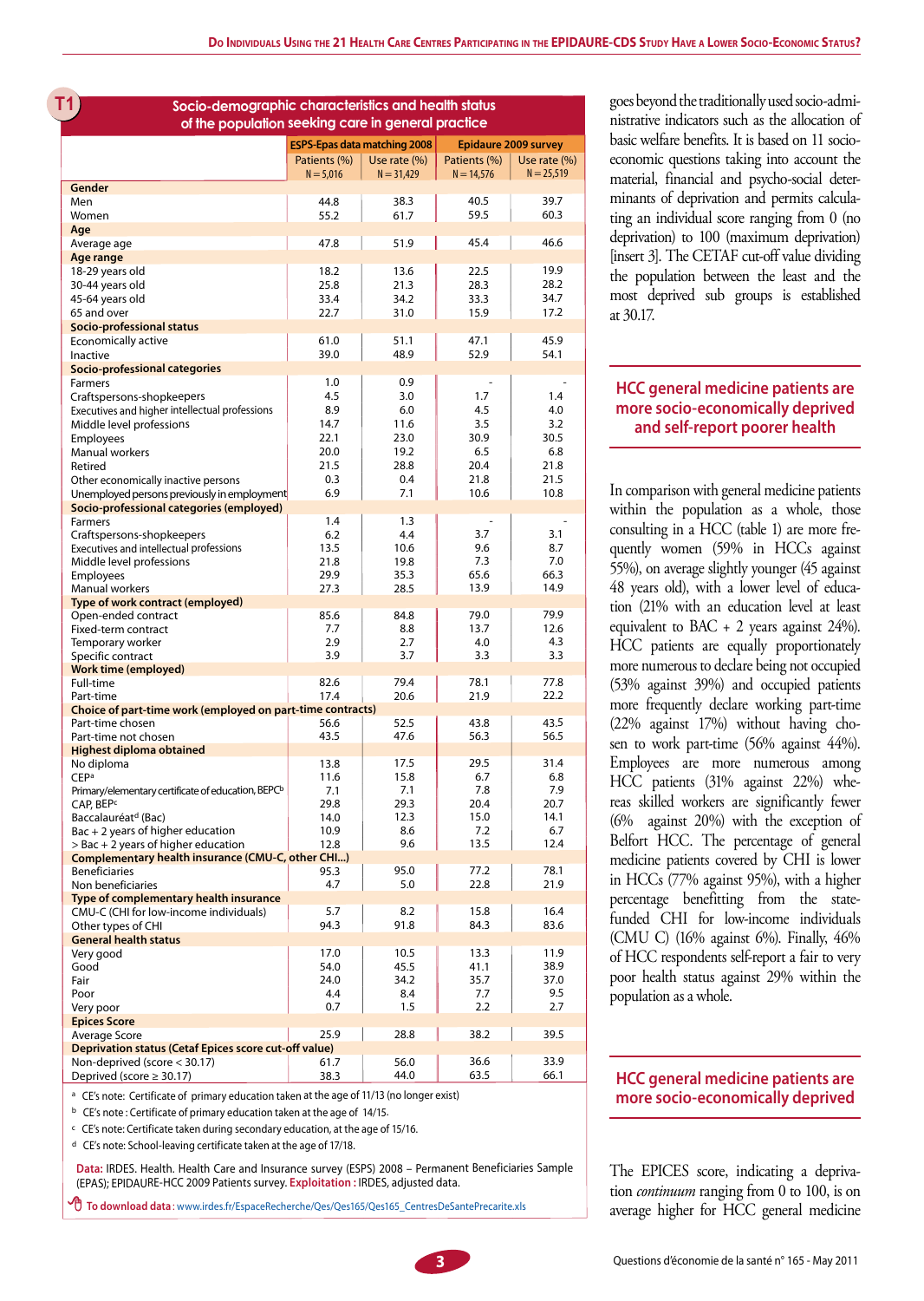**T1 Socio-demographic characteristics and health status of the population seeking care in general practice**

| | ESPS-Epas data matching 2008 | | Epidaure 2009 survey | |
|---|---|---|---|---|
| | Patients (%) N = 5,016 | Use rate (%) N = 31,429 | Patients (%) N = 14,576 | Use rate (%) N = 25,519 |
| **Gender** | | | | |
| Men | 44.8 | 38.3 | 40.5 | 39.7 |
| Women | 55.2 | 61.7 | 59.5 | 60.3 |
| **Age** | | | | |
| Average age | 47.8 | 51.9 | 45.4 | 46.6 |
| **Age range** | | | | |
| 18-29 years old | 18.2 | 13.6 | 22.5 | 19.9 |
| 30-44 years old | 25.8 | 21.3 | 28.3 | 28.2 |
| 45-64 years old | 33.4 | 34.2 | 33.3 | 34.7 |
| 65 and over | 22.7 | 31.0 | 15.9 | 17.2 |
| **Socio-professional status** | | | | |
| Economically active | 61.0 | 51.1 | 47.1 | 45.9 |
| Inactive | 39.0 | 48.9 | 52.9 | 54.1 |
| **Socio-professional categories** | | | | |
| Farmers | 1.0 | 0.9 | - | - |
| Craftspersons-shopkeepers | 4.5 | 3.0 | 1.7 | 1.4 |
| Executives and higher intellectual professions | 8.9 | 6.0 | 4.5 | 4.0 |
| Middle level professions | 14.7 | 11.6 | 3.5 | 3.2 |
| Employees | 22.1 | 23.0 | 30.9 | 30.5 |
| Manual workers | 20.0 | 19.2 | 6.5 | 6.8 |
| Retired | 21.5 | 28.8 | 20.4 | 21.8 |
| Other economically inactive persons | 0.3 | 0.4 | 21.8 | 21.5 |
| Unemployed persons previously in employment | 6.9 | 7.1 | 10.6 | 10.8 |
| **Socio-professional categories (employed)** | | | | |
| Farmers | 1.4 | 1.3 | - | - |
| Craftspersons-shopkeepers | 6.2 | 4.4 | 3.7 | 3.1 |
| Executives and intellectual professions | 13.5 | 10.6 | 9.6 | 8.7 |
| Middle level professions | 21.8 | 19.8 | 7.3 | 7.0 |
| Employees | 29.9 | 35.3 | 65.6 | 66.3 |
| Manual workers | 27.3 | 28.5 | 13.9 | 14.9 |
| **Type of work contract (employed)** | | | | |
| Open-ended contract | 85.6 | 84.8 | 79.0 | 79.9 |
| Fixed-term contract | 7.7 | 8.8 | 13.7 | 12.6 |
| Temporary worker | 2.9 | 2.7 | 4.0 | 4.3 |
| Specific contract | 3.9 | 3.7 | 3.3 | 3.3 |
| **Work time (employed)** | | | | |
| Full-time | 82.6 | 79.4 | 78.1 | 77.8 |
| Part-time | 17.4 | 20.6 | 21.9 | 22.2 |
| **Choice of part-time work (employed on part-time contracts)** | | | | |
| Part-time chosen | 56.6 | 52.5 | 43.8 | 43.5 |
| Part-time not chosen | 43.5 | 47.6 | 56.3 | 56.5 |
| **Highest diploma obtained** | | | | |
| No diploma | 13.8 | 17.5 | 29.5 | 31.4 |
| CEP[a] | 11.6 | 15.8 | 6.7 | 6.8 |
| Primary/elementary certificate of education, BEPC[b] | 7.1 | 7.1 | 7.8 | 7.9 |
| CAP, BEP[c] | 29.8 | 29.3 | 20.4 | 20.7 |
| Baccalauréat[d] (Bac) | 14.0 | 12.3 | 15.0 | 14.1 |
| Bac + 2 years of higher education | 10.9 | 8.6 | 7.2 | 6.7 |
| > Bac + 2 years of higher education | 12.8 | 9.6 | 13.5 | 12.4 |
| **Complementary health insurance (CMU-C, other CHI...)** | | | | |
| Beneficiaries | 95.3 | 95.0 | 77.2 | 78.1 |
| Non beneficiaries | 4.7 | 5.0 | 22.8 | 21.9 |
| **Type of complementary health insurance** | | | | |
| CMU-C (CHI for low-income individuals) | 5.7 | 8.2 | 15.8 | 16.4 |
| Other types of CHI | 94.3 | 91.8 | 84.3 | 83.6 |
| **General health status** | | | | |
| Very good | 17.0 | 10.5 | 13.3 | 11.9 |
| Good | 54.0 | 45.5 | 41.1 | 38.9 |
| Fair | 24.0 | 34.2 | 35.7 | 37.0 |
| Poor | 4.4 | 8.4 | 7.7 | 9.5 |
| Very poor | 0.7 | 1.5 | 2.2 | 2.7 |
| **Epices Score** | | | | |
| Average Score | 25.9 | 28.8 | 38.2 | 39.5 |
| **Deprivation status (Cetaf Epices score cut-off value)** | | | | |
| Non-deprived (score < 30.17) | 61.7 | 56.0 | 36.6 | 33.9 |
| Deprived (score ≥ 30.17) | 38.3 | 44.0 | 63.5 | 66.1 |

[a] CE's note: Certificate of primary education taken at the age of 11/13 (no longer exist)
[b] CE's note : Certificate of primary education taken at the age of 14/15.
[c] CE's note: Certificate taken during secondary education, at the age of 15/16.
[d] CE's note: School-leaving certificate taken at the age of 17/18.

**Data:** IRDES. Health. Health Care and Insurance survey (ESPS) 2008 – Permanent Beneficiaries Sample (EPAS); EPIDAURE-HCC 2009 Patients survey. **Exploitation :** IRDES, adjusted data.

**To download data**: www.irdes.fr/EspaceRecherche/Qes/Qes165/Qes165_CentresDeSantePrecarite.xls

goes beyond the traditionally used socio-administrative indicators such as the allocation of basic welfare benefits. It is based on 11 socio-economic questions taking into account the material, financial and psycho-social determinants of deprivation and permits calculating an individual score ranging from 0 (no deprivation) to 100 (maximum deprivation) [insert 3]. The CETAF cut-off value dividing the population between the least and the most deprived sub groups is established at 30.17.

## HCC general medicine patients are more socio-economically deprived and self-report poorer health

In comparison with general medicine patients within the population as a whole, those consulting in a HCC (table 1) are more frequently women (59% in HCCs against 55%), on average slightly younger (45 against 48 years old), with a lower level of education (21% with an education level at least equivalent to BAC + 2 years against 24%). HCC patients are equally proportionately more numerous to declare being not occupied (53% against 39%) and occupied patients more frequently declare working part-time (22% against 17%) without having chosen to work part-time (56% against 44%). Employees are more numerous among HCC patients (31% against 22%) whereas skilled workers are significantly fewer (6% against 20%) with the exception of Belfort HCC. The percentage of general medicine patients covered by CHI is lower in HCCs (77% against 95%), with a higher percentage benefitting from the state-funded CHI for low-income individuals (CMU C) (16% against 6%). Finally, 46% of HCC respondents self-report a fair to very poor health status against 29% within the population as a whole.

## HCC general medicine patients are more socio-economically deprived

The EPICES score, indicating a deprivation *continuum* ranging from 0 to 100, is on average higher for HCC general medicine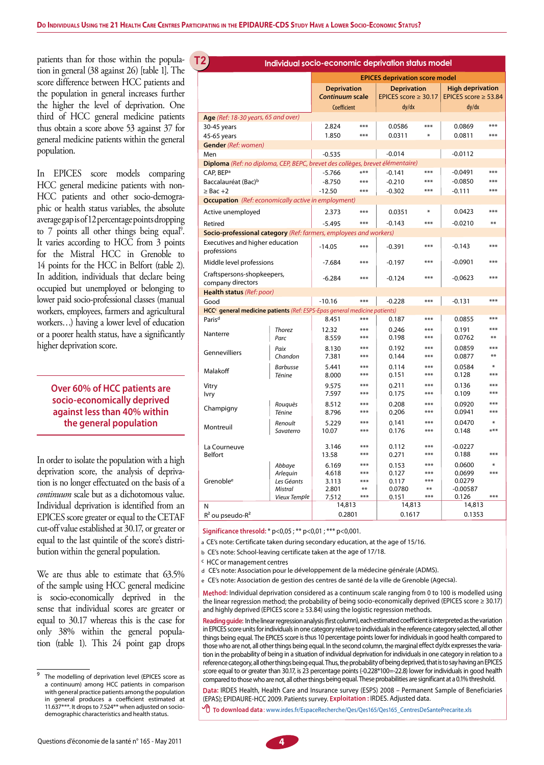patients than for those within the population in general (38 against 26) [table 1]. The score difference between HCC patients and the population in general increases further the higher the level of deprivation. One third of HCC general medicine patients thus obtain a score above 53 against 37 for general medicine patients within the general population.

In EPICES score models comparing HCC general medicine patients with non-HCC patients and other socio-demographic or health status variables, the absolute average gap is of 12 percentage points dropping to 7 points all other things being equal[9]. It varies according to HCC from 3 points for the Mistral HCC in Grenoble to 14 points for the HCC in Belfort (table 2). In addition, individuals that declare being occupied but unemployed or belonging to lower paid socio-professional classes (manual workers, employees, farmers and agricultural workers…) having a lower level of education or a poorer health status, have a significantly higher deprivation score.

**Over 60% of HCC patients are socio-economically deprived against less than 40% within the general population**

In order to isolate the population with a high deprivation score, the analysis of deprivation is no longer effectuated on the basis of a *continuum* scale but as a dichotomous value. Individual deprivation is identified from an EPICES score greater or equal to the CETAF cut-off value established at 30.17, or greater or equal to the last quintile of the score's distribution within the general population.

We are thus able to estimate that 63.5% of the sample using HCC general medicine is socio-economically deprived in the sense that individual scores are greater or equal to 30.17 whereas this is the case for only 38% within the general population (table 1). This 24 point gap drops

**T2 Individual socio-economic deprivation status model**

| | | EPICES deprivation score model | | | | | |
|---|---|---|---|---|---|---|---|
| | | Deprivation *Continuum* scale | | Deprivation EPICES score ≥ 30.17 | | High deprivation EPICES score ≥ 53.84 | |
| | | Coefficient | | dy/dx | | dy/dx | |
| **Age** *(Ref: 18-30 years, 65 and over)* | | | | | | | |
| 30-45 years | | 2.824 | *** | 0.0586 | *** | 0.0869 | *** |
| 45-65 years | | 1.850 | *** | 0.0311 | * | 0.0811 | *** |
| **Gender** *(Ref: women)* | | | | | | | |
| Men | | -0.535 | | -0.014 | | -0.0112 | |
| **Diploma** *(Ref: no diploma, CEP, BEPC, brevet des collèges, brevet élémentaire)* | | | | | | | |
| CAP, BEP[a] | | -5.766 | *** | -0.141 | *** | -0.0491 | *** |
| Baccalauréat (Bac)[b] | | -8.750 | *** | -0.210 | *** | -0.0850 | *** |
| ≥ Bac +2 | | -12.50 | *** | -0.302 | *** | -0.111 | *** |
| **Occupation** *(Ref: economically active in employment)* | | | | | | | |
| Active unemployed | | 2.373 | *** | 0.0351 | * | 0.0423 | *** |
| Retired | | -5.495 | *** | -0.143 | *** | -0.0210 | ** |
| **Socio-professional category** *(Ref: farmers, employees and workers)* | | | | | | | |
| Executives and higher education professions | | -14.05 | *** | -0.391 | *** | -0.143 | *** |
| Middle level professions | | -7.684 | *** | -0.197 | *** | -0.0901 | *** |
| Craftspersons-shopkeepers, company directors | | -6.284 | *** | -0.124 | *** | -0.0623 | *** |
| **Health status** *(Ref: poor)* | | | | | | | |
| Good | | -10.16 | *** | -0.228 | *** | -0.131 | *** |
| **HCC[c] general medicine patients** *(Ref: ESPS-Epas general medicine patients)* | | | | | | | |
| Paris[d] | | 8.451 | *** | 0.187 | *** | 0.0855 | *** |
| Nanterre | *Thorez* | 12.32 | *** | 0.246 | *** | 0.191 | *** |
| | *Parc* | 8.559 | *** | 0.198 | *** | 0.0762 | ** |
| Gennevilliers | *Paix* | 8.130 | *** | 0.192 | *** | 0.0859 | *** |
| | *Chandon* | 7.381 | *** | 0.144 | *** | 0.0877 | ** |
| Malakoff | *Barbusse* | 5.441 | *** | 0.114 | *** | 0.0584 | * |
| | *Ténine* | 8.000 | *** | 0.151 | *** | 0.128 | *** |
| Vitry | | 9.575 | *** | 0.211 | *** | 0.136 | *** |
| Ivry | | 7.597 | *** | 0.175 | *** | 0.109 | *** |
| Champigny | *Rouquès* | 8.512 | *** | 0.208 | *** | 0.0920 | *** |
| | *Ténine* | 8.796 | *** | 0.206 | *** | 0.0941 | *** |
| Montreuil | *Renoult* | 5.229 | *** | 0.141 | *** | 0.0470 | * |
| | *Savaterro* | 10.07 | *** | 0.176 | *** | 0.148 | *** |
| La Courneuve | | 3.146 | *** | 0.112 | *** | -0.0227 | |
| Belfort | | 13.58 | *** | 0.271 | *** | 0.188 | *** |
| Grenoble[e] | *Abbaye* | 6.169 | *** | 0.153 | *** | 0.0600 | * |
| | *Arlequin* | 4.618 | *** | 0.127 | *** | 0.0699 | *** |
| | *Les Géants* | 3.113 | *** | 0.117 | *** | 0.0279 | |
| | *Mistral* | 2.801 | ** | 0.0780 | ** | -0.00587 | |
| | *Vieux Temple* | 7.512 | *** | 0.151 | *** | 0.126 | *** |
| N | | 14,813 | | 14,813 | | 14,813 | |
| $R^2$ ou pseudo-$R^2$ | | 0.2801 | | 0.1617 | | 0.1353 | |

**Significance thresold:** * p<0,05 ; ** p<0,01 ; *** p<0,001.

a CE's note: Certificate taken during secondary education, at the age of 15/16.
b CE's note: School-leaving certificate taken at the age of 17/18.
c HCC or management centres
d CE's note: Association pour le développement de la médecine générale (ADMS).
e CE's note: Association de gestion des centres de santé de la ville de Grenoble (Agecsa).

**Method:** Individual deprivation considered as a continuum scale ranging from 0 to 100 is modelled using the linear regression method; the probability of being socio-economically deprived (EPICES score ≥ 30.17) and highly deprived (EPICES score ≥ 53.84) using the logistic regression methods.

**Reading guide:** In the linear regression analysis (first column), each estimated coefficient is interpreted as the variation in EPICES score units for individuals in one category relative to individuals in the reference category selected, all other things being equal. The EPICES score is thus 10 percentage points lower for individuals in good health compared to those who are not, all other things being equal. In the second column, the marginal effect dy/dx expresses the variation in the probability of being in a situation of individual deprivation for individuals in one category in relation to a reference category, all other things being equal. Thus, the probability of being deprived, that is to say having an EPICES score equal to or greater than 30.17, is 23 percentage points (-0.228*100=-22.8) lower for individuals in good health compared to those who are not, all other things being equal. These probabilities are significant at a 0.1% threshold.

**Data:** IRDES Health, Health Care and Insurance survey (ESPS) 2008 – Permanent Sample of Beneficiaries (EPAS); EPIDAURE-HCC 2009. Patients survey. **Exploitation :** IRDES. Adjusted data.

**To download data :** www.irdes.fr/EspaceRecherche/Qes/Qes165/Qes165_CentresDeSantePrecarite.xls

---

[9] The modelling of deprivation level (EPICES score as a continuum) among HCC patients in comparison with general practice patients among the population in general produces a coefficient estimated at 11.637***. It drops to 7.524** when adjusted on socio-demographic characteristics and health status.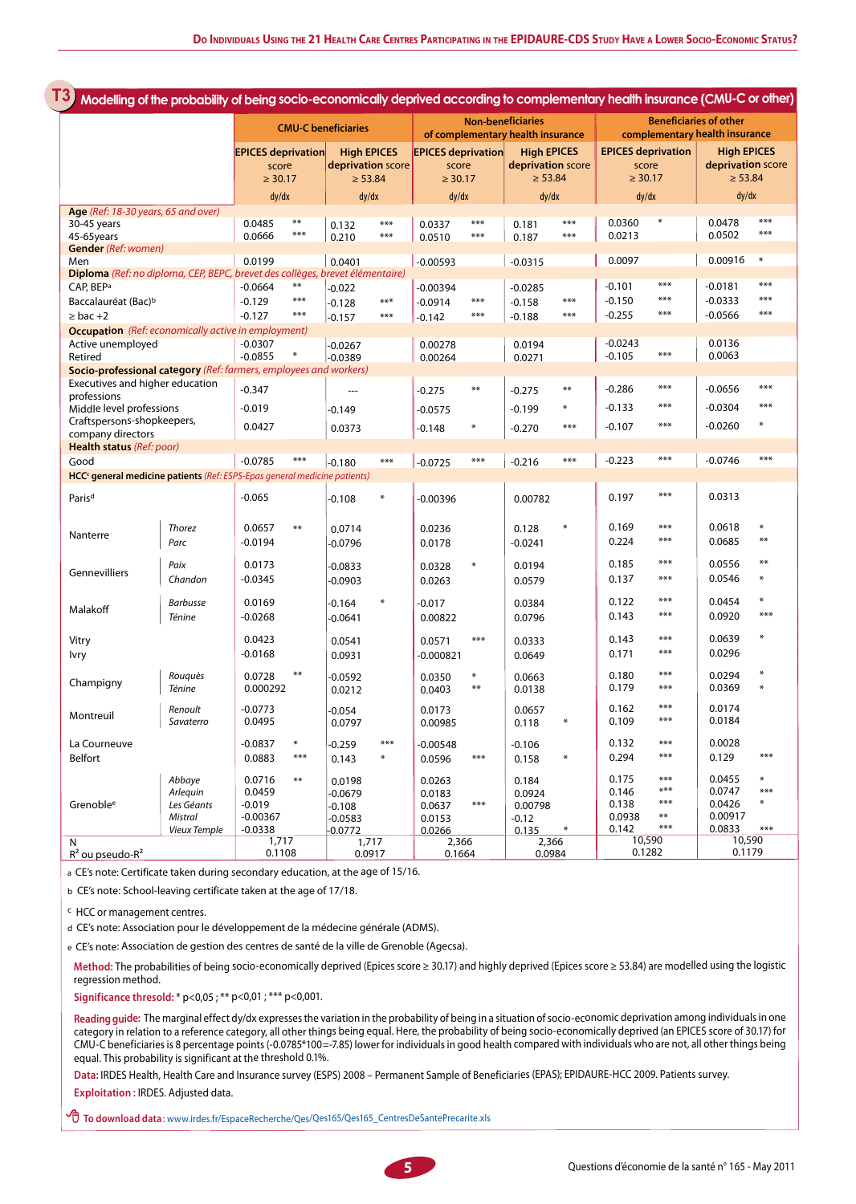## T3 Modelling of the probability of being socio-economically deprived according to complementary health insurance (CMU-C or other)

| | | CMU-C beneficiaries | | | | Non-beneficiaries of complementary health insurance | | | | Beneficiaries of other complementary health insurance | | | |
|---|---|---|---|---|---|---|---|---|---|---|---|---|---|
| | | EPICES deprivation score ≥ 30.17 | | High EPICES deprivation score ≥ 53.84 | | EPICES deprivation score ≥ 30.17 | | High EPICES deprivation score ≥ 53.84 | | EPICES deprivation score ≥ 30.17 | | High EPICES deprivation score ≥ 53.84 | |
| | | dy/dx | | dy/dx | | dy/dx | | dy/dx | | dy/dx | | dy/dx | |
| **Age** *(Ref: 18-30 years, 65 and over)* | | | | | | | | | | | | | |
| 30-45 years | | 0.0485 | ** | 0.132 | *** | 0.0337 | *** | 0.181 | *** | 0.0360 | * | 0.0478 | *** |
| 45-65years | | 0.0666 | *** | 0.210 | *** | 0.0510 | *** | 0.187 | *** | 0.0213 | | 0.0502 | *** |
| **Gender** *(Ref: women)* | | | | | | | | | | | | | |
| Men | | 0.0199 | | 0.0401 | | -0.00593 | | -0.0315 | | 0.0097 | | 0.00916 | * |
| **Diploma** *(Ref: no diploma, CEP, BEPC, brevet des collèges, brevet élémentaire)* | | | | | | | | | | | | | |
| CAP, BEP[a] | | -0.0664 | ** | -0.022 | | -0.00394 | | -0.0285 | | -0.101 | *** | -0.0181 | *** |
| Baccalauréat (Bac)[b] | | -0.129 | *** | -0.128 | *** | -0.0914 | *** | -0.158 | *** | -0.150 | *** | -0.0333 | *** |
| ≥ bac +2 | | -0.127 | *** | -0.157 | *** | -0.142 | *** | -0.188 | *** | -0.255 | *** | -0.0566 | *** |
| **Occupation** *(Ref: economically active in employment)* | | | | | | | | | | | | | |
| Active unemployed | | -0.0307 | | -0.0267 | | 0.00278 | | 0.0194 | | -0.0243 | | 0.0136 | |
| Retired | | -0.0855 | * | -0.0389 | | 0.00264 | | 0.0271 | | -0.105 | *** | 0.0063 | |
| **Socio-professional category** *(Ref: farmers, employees and workers)* | | | | | | | | | | | | | |
| Executives and higher education professions | | -0.347 | | --- | | -0.275 | ** | -0.275 | ** | -0.286 | *** | -0.0656 | *** |
| Middle level professions | | -0.019 | | -0.149 | | -0.0575 | | -0.199 | * | -0.133 | *** | -0.0304 | *** |
| Craftspersons-shopkeepers, company directors | | 0.0427 | | 0.0373 | | -0.148 | * | -0.270 | *** | -0.107 | *** | -0.0260 | * |
| **Health status** *(Ref: poor)* | | | | | | | | | | | | | |
| Good | | -0.0785 | *** | -0.180 | *** | -0.0725 | *** | -0.216 | *** | -0.223 | *** | -0.0746 | *** |
| **HCC[c] general medicine patients** *(Ref: ESPS-Epas general medicine patients)* | | | | | | | | | | | | | |
| Paris[d] | | -0.065 | | -0.108 | * | -0.00396 | | 0.00782 | | 0.197 | *** | 0.0313 | |
| Nanterre | *Thorez* | 0.0657 | ** | 0.0714 | | 0.0236 | | 0.128 | * | 0.169 | *** | 0.0618 | * |
| | *Parc* | -0.0194 | | -0.0796 | | 0.0178 | | -0.0241 | | 0.224 | *** | 0.0685 | ** |
| Gennevilliers | *Paix* | 0.0173 | | -0.0833 | | 0.0328 | * | 0.0194 | | 0.185 | *** | 0.0556 | ** |
| | *Chandon* | -0.0345 | | -0.0903 | | 0.0263 | | 0.0579 | | 0.137 | *** | 0.0546 | * |
| Malakoff | *Barbusse* | 0.0169 | | -0.164 | * | -0.017 | | 0.0384 | | 0.122 | *** | 0.0454 | * |
| | *Ténine* | -0.0268 | | -0.0641 | | 0.00822 | | 0.0796 | | 0.143 | *** | 0.0920 | *** |
| Vitry | | 0.0423 | | 0.0541 | | 0.0571 | *** | 0.0333 | | 0.143 | *** | 0.0639 | * |
| Ivry | | -0.0168 | | 0.0931 | | -0.000821 | | 0.0649 | | 0.171 | *** | 0.0296 | |
| Champigny | *Rouquès* | 0.0728 | ** | -0.0592 | | 0.0350 | * | 0.0663 | | 0.180 | *** | 0.0294 | * |
| | *Ténine* | 0.000292 | | 0.0212 | | 0.0403 | ** | 0.0138 | | 0.179 | *** | 0.0369 | * |
| Montreuil | *Renoult* | -0.0773 | | -0.054 | | 0.0173 | | 0.0657 | | 0.162 | *** | 0.0174 | |
| | *Savaterro* | 0.0495 | | 0.0797 | | 0.00985 | | 0.118 | * | 0.109 | *** | 0.0184 | |
| La Courneuve | | -0.0837 | * | -0.259 | *** | -0.00548 | | -0.106 | | 0.132 | *** | 0.0028 | |
| Belfort | | 0.0883 | *** | 0.143 | * | 0.0596 | *** | 0.158 | * | 0.294 | *** | 0.129 | *** |
| Grenoble[e] | *Abbaye* | 0.0716 | ** | 0.0198 | | 0.0263 | | 0.184 | | 0.175 | *** | 0.0455 | * |
| | *Arlequin* | 0.0459 | | -0.0679 | | 0.0183 | | 0.0924 | | 0.146 | *** | 0.0747 | *** |
| | *Les Géants* | -0.019 | | -0.108 | | 0.0637 | *** | 0.00798 | | 0.138 | *** | 0.0426 | * |
| | *Mistral* | -0.00367 | | -0.0583 | | 0.0153 | | -0.12 | | 0.0938 | ** | 0.00917 | |
| | *Vieux Temple* | -0.0338 | | -0.0772 | | 0.0266 | | 0.135 | * | 0.142 | *** | 0.0833 | *** |
| N | | 1,717 | | 1,717 | | 2,366 | | 2,366 | | 10,590 | | 10,590 | |
| $R^2$ ou pseudo-$R^2$ | | 0.1108 | | 0.0917 | | 0.1664 | | 0.0984 | | 0.1282 | | 0.1179 | |

a CE's note: Certificate taken during secondary education, at the age of 15/16.

b CE's note: School-leaving certificate taken at the age of 17/18.

c HCC or management centres.

d CE's note: Association pour le développement de la médecine générale (ADMS).

e CE's note: Association de gestion des centres de santé de la ville de Grenoble (Agecsa).

**Method:** The probabilities of being socio-economically deprived (Epices score ≥ 30.17) and highly deprived (Epices score ≥ 53.84) are modelled using the logistic regression method.

**Significance thresold:** * p<0,05 ; ** p<0,01 ; *** p<0,001.

**Reading guide:** The marginal effect dy/dx expresses the variation in the probability of being in a situation of socio-economic deprivation among individuals in one category in relation to a reference category, all other things being equal. Here, the probability of being socio-economically deprived (an EPICES score of 30.17) for CMU-C beneficiaries is 8 percentage points (-0.0785*100=-7.85) lower for individuals in good health compared with individuals who are not, all other things being equal. This probability is significant at the threshold 0.1%.

**Data:** IRDES Health, Health Care and Insurance survey (ESPS) 2008 – Permanent Sample of Beneficiaries (EPAS); EPIDAURE-HCC 2009. Patients survey.

**Exploitation :** IRDES. Adjusted data.

**To download data** : www.irdes.fr/EspaceRecherche/Qes/Qes165/Qes165_CentresDeSantePrecarite.xls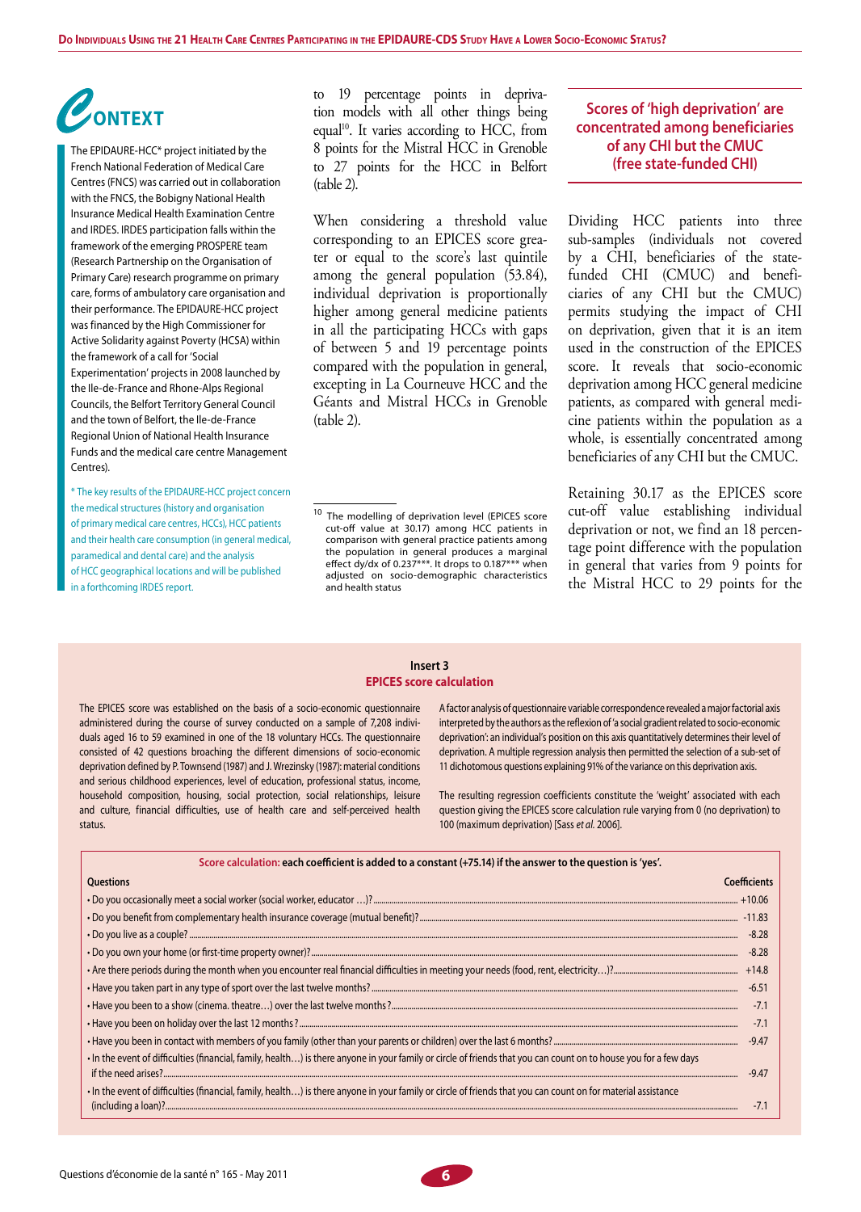# Context

The EPIDAURE-HCC* project initiated by the French National Federation of Medical Care Centres (FNCS) was carried out in collaboration with the FNCS, the Bobigny National Health Insurance Medical Health Examination Centre and IRDES. IRDES participation falls within the framework of the emerging PROSPERE team (Research Partnership on the Organisation of Primary Care) research programme on primary care, forms of ambulatory care organisation and their performance. The EPIDAURE-HCC project was financed by the High Commissioner for Active Solidarity against Poverty (HCSA) within the framework of a call for 'Social Experimentation' projects in 2008 launched by the Ile-de-France and Rhone-Alps Regional Councils, the Belfort Territory General Council and the town of Belfort, the Ile-de-France Regional Union of National Health Insurance Funds and the medical care centre Management Centres).

* The key results of the EPIDAURE-HCC project concern the medical structures (history and organisation of primary medical care centres, HCCs), HCC patients and their health care consumption (in general medical, paramedical and dental care) and the analysis of HCC geographical locations and will be published in a forthcoming IRDES report.

to 19 percentage points in deprivation models with all other things being equal[10]. It varies according to HCC, from 8 points for the Mistral HCC in Grenoble to 27 points for the HCC in Belfort (table 2).

When considering a threshold value corresponding to an EPICES score greater or equal to the score's last quintile among the general population (53.84), individual deprivation is proportionally higher among general medicine patients in all the participating HCCs with gaps of between 5 and 19 percentage points compared with the population in general, excepting in La Courneuve HCC and the Géants and Mistral HCCs in Grenoble (table 2).

[10] The modelling of deprivation level (EPICES score cut-off value at 30.17) among HCC patients in comparison with general practice patients among the population in general produces a marginal effect dy/dx of 0.237***. It drops to 0.187*** when adjusted on socio-demographic characteristics and health status

## Scores of 'high deprivation' are concentrated among beneficiaries of any CHI but the CMUC (free state-funded CHI)

Dividing HCC patients into three sub-samples (individuals not covered by a CHI, beneficiaries of the state-funded CHI (CMUC) and beneficiaries of any CHI but the CMUC) permits studying the impact of CHI on deprivation, given that it is an item used in the construction of the EPICES score. It reveals that socio-economic deprivation among HCC general medicine patients, as compared with general medicine patients within the population as a whole, is essentially concentrated among beneficiaries of any CHI but the CMUC.

Retaining 30.17 as the EPICES score cut-off value establishing individual deprivation or not, we find an 18 percentage point difference with the population in general that varies from 9 points for the Mistral HCC to 29 points for the

### Insert 3
### EPICES score calculation

The EPICES score was established on the basis of a socio-economic questionnaire administered during the course of survey conducted on a sample of 7,208 individuals aged 16 to 59 examined in one of the 18 voluntary HCCs. The questionnaire consisted of 42 questions broaching the different dimensions of socio-economic deprivation defined by P. Townsend (1987) and J. Wrezinsky (1987): material conditions and serious childhood experiences, level of education, professional status, income, household composition, housing, social protection, social relationships, leisure and culture, financial difficulties, use of health care and self-perceived health status.

A factor analysis of questionnaire variable correspondence revealed a major factorial axis interpreted by the authors as the reflexion of 'a social gradient related to socio-economic deprivation': an individual's position on this axis quantitatively determines their level of deprivation. A multiple regression analysis then permitted the selection of a sub-set of 11 dichotomous questions explaining 91% of the variance on this deprivation axis.

The resulting regression coefficients constitute the 'weight' associated with each question giving the EPICES score calculation rule varying from 0 (no deprivation) to 100 (maximum deprivation) [Sass *et al.* 2006].

**Score calculation: each coefficient is added to a constant (+75.14) if the answer to the question is 'yes'.**

| Questions | Coefficients |
|---|---|
| • Do you occasionally meet a social worker (social worker, educator …)? | +10.06 |
| • Do you benefit from complementary health insurance coverage (mutual benefit)? | -11.83 |
| • Do you live as a couple? | -8.28 |
| • Do you own your home (or first-time property owner)? | -8.28 |
| • Are there periods during the month when you encounter real financial difficulties in meeting your needs (food, rent, electricity…)? | +14.8 |
| • Have you taken part in any type of sport over the last twelve months? | -6.51 |
| • Have you been to a show (cinema. theatre…) over the last twelve months? | -7.1 |
| • Have you been on holiday over the last 12 months? | -7.1 |
| • Have you been in contact with members of you family (other than your parents or children) over the last 6 months? | -9.47 |
| • In the event of difficulties (financial, family, health…) is there anyone in your family or circle of friends that you can count on to house you for a few days if the need arises? | -9.47 |
| • In the event of difficulties (financial, family, health…) is there anyone in your family or circle of friends that you can count on for material assistance (including a loan)? | -7.1 |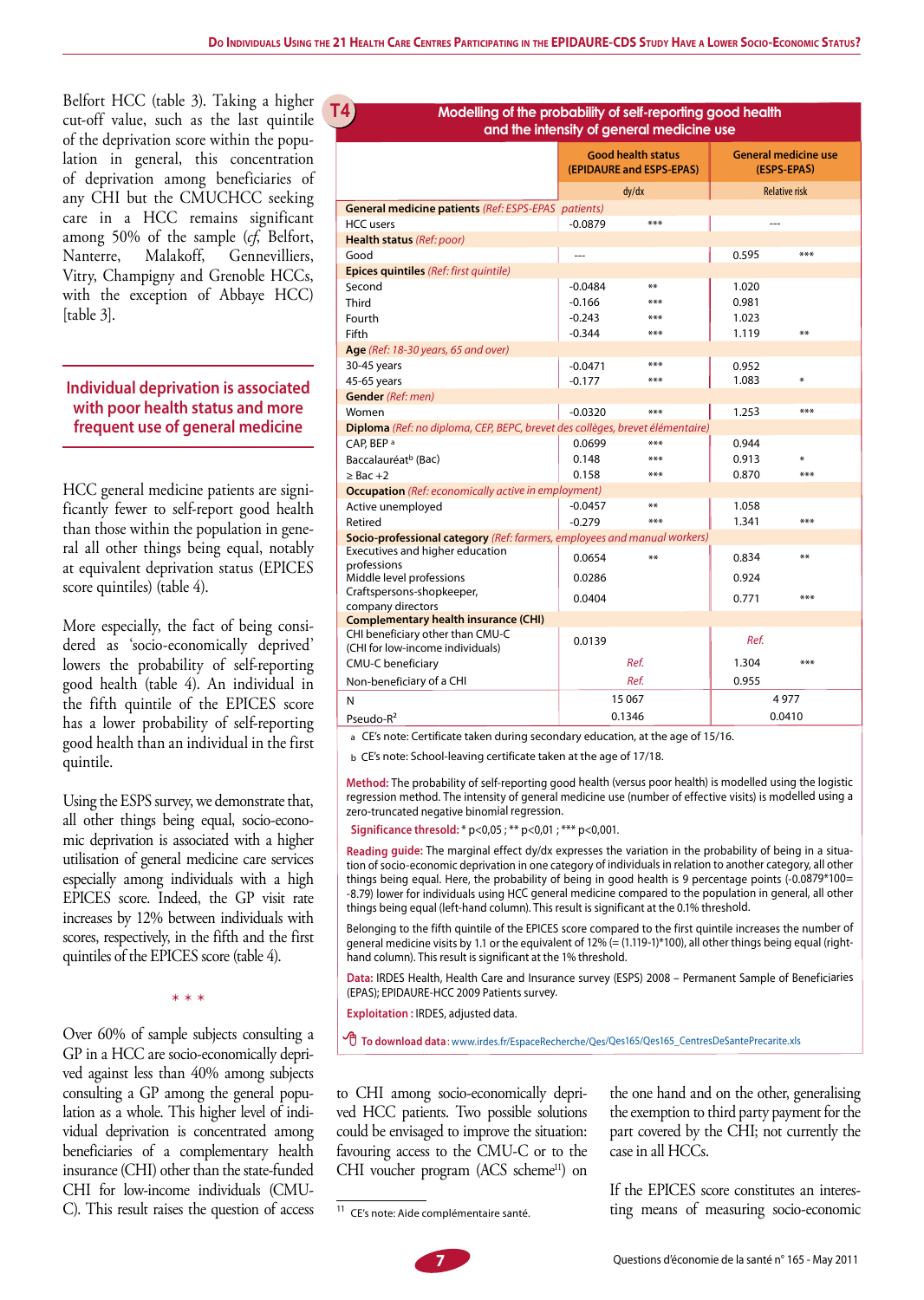Belfort HCC (table 3). Taking a higher cut-off value, such as the last quintile of the deprivation score within the population in general, this concentration of deprivation among beneficiaries of any CHI but the CMUCHCC seeking care in a HCC remains significant among 50% of the sample (*cf*, Belfort, Nanterre, Malakoff, Gennevilliers, Vitry, Champigny and Grenoble HCCs, with the exception of Abbaye HCC) [table 3].

## Individual deprivation is associated with poor health status and more frequent use of general medicine

HCC general medicine patients are significantly fewer to self-report good health than those within the population in general all other things being equal, notably at equivalent deprivation status (EPICES score quintiles) (table 4).

More especially, the fact of being considered as 'socio-economically deprived' lowers the probability of self-reporting good health (table 4). An individual in the fifth quintile of the EPICES score has a lower probability of self-reporting good health than an individual in the first quintile.

Using the ESPS survey, we demonstrate that, all other things being equal, socio-economic deprivation is associated with a higher utilisation of general medicine care services especially among individuals with a high EPICES score. Indeed, the GP visit rate increases by 12% between individuals with scores, respectively, in the fifth and the first quintiles of the EPICES score (table 4).

\* \* \*

Over 60% of sample subjects consulting a GP in a HCC are socio-economically deprived against less than 40% among subjects consulting a GP among the general population as a whole. This higher level of individual deprivation is concentrated among beneficiaries of a complementary health insurance (CHI) other than the state-funded CHI for low-income individuals (CMU-C). This result raises the question of access to CHI among socio-economically deprived HCC patients. Two possible solutions could be envisaged to improve the situation: favouring access to the CMU-C or to the CHI voucher program (ACS scheme[11]) on the one hand and on the other, generalising the exemption to third party payment for the part covered by the CHI; not currently the case in all HCCs.

If the EPICES score constitutes an interesting means of measuring socio-economic

[11] CE's note: Aide complémentaire santé.

**T4 — Modelling of the probability of self-reporting good health and the intensity of general medicine use**

| | Good health status (EPIDAURE and ESPS-EPAS) | | General medicine use (ESPS-EPAS) | |
|---|---|---|---|---|
| | dy/dx | | Relative risk | |
| **General medicine patients** *(Ref: ESPS-EPAS patients)* | | | | |
| HCC users | -0.0879 | *** | --- | |
| **Health status** *(Ref: poor)* | | | | |
| Good | --- | | 0.595 | *** |
| **Epices quintiles** *(Ref: first quintile)* | | | | |
| Second | -0.0484 | ** | 1.020 | |
| Third | -0.166 | *** | 0.981 | |
| Fourth | -0.243 | *** | 1.023 | |
| Fifth | -0.344 | *** | 1.119 | ** |
| **Age** *(Ref: 18-30 years, 65 and over)* | | | | |
| 30-45 years | -0.0471 | *** | 0.952 | |
| 45-65 years | -0.177 | *** | 1.083 | * |
| **Gender** *(Ref: men)* | | | | |
| Women | -0.0320 | *** | 1.253 | *** |
| **Diploma** *(Ref: no diploma, CEP, BEPC, brevet des collèges, brevet élémentaire)* | | | | |
| CAP, BEP [a] | 0.0699 | *** | 0.944 | |
| Baccalauréat[b] (Bac) | 0.148 | *** | 0.913 | * |
| ≥ Bac +2 | 0.158 | *** | 0.870 | *** |
| **Occupation** *(Ref: economically active in employment)* | | | | |
| Active unemployed | -0.0457 | ** | 1.058 | |
| Retired | -0.279 | *** | 1.341 | *** |
| **Socio-professional category** *(Ref: farmers, employees and manual workers)* | | | | |
| Executives and higher education professions | 0.0654 | ** | 0.834 | ** |
| Middle level professions | 0.0286 | | 0.924 | |
| Craftspersons-shopkeeper, company directors | 0.0404 | | 0.771 | *** |
| **Complementary health insurance (CHI)** | | | | |
| CHI beneficiary other than CMU-C (CHI for low-income individuals) | 0.0139 | | *Ref.* | |
| CMU-C beneficiary | *Ref.* | | 1.304 | *** |
| Non-beneficiary of a CHI | *Ref.* | | 0.955 | |
| N | 15 067 | | 4 977 | |
| Pseudo-$R^2$ | 0.1346 | | 0.0410 | |

a CE's note: Certificate taken during secondary education, at the age of 15/16.

b CE's note: School-leaving certificate taken at the age of 17/18.

**Method:** The probability of self-reporting good health (versus poor health) is modelled using the logistic regression method. The intensity of general medicine use (number of effective visits) is modelled using a zero-truncated negative binomial regression.

**Significance thresold:** * p<0,05 ; ** p<0,01 ; *** p<0,001.

**Reading guide:** The marginal effect dy/dx expresses the variation in the probability of being in a situation of socio-economic deprivation in one category of individuals in relation to another category, all other things being equal. Here, the probability of being in good health is 9 percentage points (-0.0879*100= -8.79) lower for individuals using HCC general medicine compared to the population in general, all other things being equal (left-hand column). This result is significant at the 0.1% threshold.

Belonging to the fifth quintile of the EPICES score compared to the first quintile increases the number of general medicine visits by 1.1 or the equivalent of 12% (= (1.119-1)*100), all other things being equal (right-hand column). This result is significant at the 1% threshold.

**Data:** IRDES Health, Health Care and Insurance survey (ESPS) 2008 – Permanent Sample of Beneficiaries (EPAS); EPIDAURE-HCC 2009 Patients survey.

**Exploitation :** IRDES, adjusted data.

**To download data :** www.irdes.fr/EspaceRecherche/Qes/Qes165/Qes165_CentresDeSantePrecarite.xls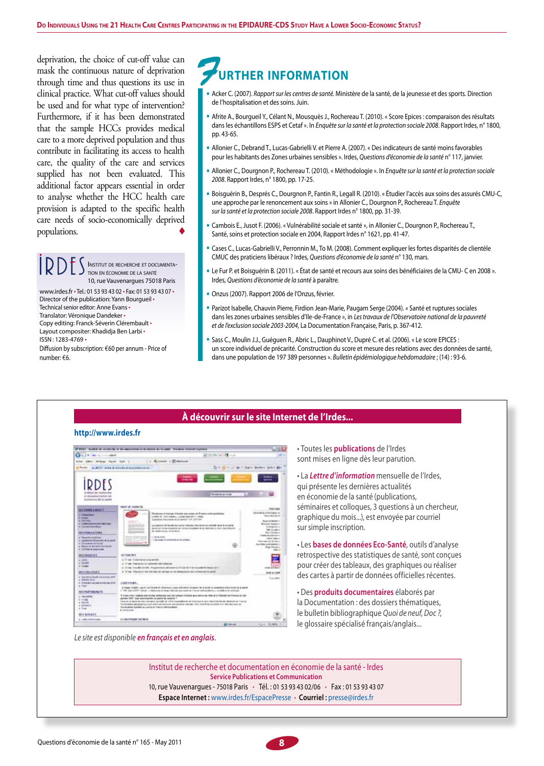deprivation, the choice of cut-off value can mask the continuous nature of deprivation through time and thus questions its use in clinical practice. What cut-off values should be used and for what type of intervention? Furthermore, if it has been demonstrated that the sample HCCs provides medical care to a more deprived population and thus contribute in facilitating its access to health care, the quality of the care and services supplied has not been evaluated. This additional factor appears essential in order to analyse whether the HCC health care provision is adapted to the specific health care needs of socio-economically deprived populations. ♦

IRDES Institut de recherche et documentation en économie de la santé
10, rue Vauvenargues 75018 Paris

www.irdes.fr • Tel.: 01 53 93 43 02 • Fax: 01 53 93 43 07 •
Director of the publication: Yann Bourgueil •
Technical senior editor: Anne Evans •
Translator: Véronique Dandeker •
Copy editing: Franck-Séverin Clérembault •
Layout compositer: Khadidja Ben Larbi •
ISSN: 1283-4769 •
Diffusion by subscription: €60 per annum - Price of number: €6.

## Further information

- Acker C. (2007). *Rapport sur les centres de santé.* Ministère de la santé, de la jeunesse et des sports. Direction de l'hospitalisation et des soins. Juin.
- Afrite A., Bourgueil Y., Célant N., Mousquès J., Rochereau T. (2010). « Score Epices : comparaison des résultats dans les échantillons ESPS et Cetaf ». In *Enquête sur la santé et la protection sociale 2008*. Rapport Irdes, n° 1800, pp. 43-65.
- Allonier C., Debrand T., Lucas-Gabrielli V. et Pierre A. (2007). « Des indicateurs de santé moins favorables pour les habitants des Zones urbaines sensibles ». Irdes, *Questions d'économie de la santé* n° 117, janvier.
- Allonier C., Dourgnon P., Rochereau T. (2010). « Méthodologie ». In *Enquête sur la santé et la protection sociale 2008*. Rapport Irdes, n° 1800, pp. 17-25.
- Boisguérin B., Després C., Dourgnon P., Fantin R., Legall R. (2010). « Étudier l'accès aux soins des assurés CMU-C, une approche par le renoncement aux soins » in Allonier C., Dourgnon P., Rochereau T. *Enquête sur la santé et la protection sociale 2008*. Rapport Irdes n° 1800, pp. 31-39.
- Cambois E., Jusot F. (2006). « Vulnérabilité sociale et santé », in Allonier C., Dourgnon P., Rochereau T., Santé, soins et protection sociale en 2004, Rapport Irdes n° 1621, pp. 41-47.
- Cases C., Lucas-Gabrielli V., Perronnin M., To M. (2008). Comment expliquer les fortes disparités de clientèle CMUC des praticiens libéraux ? Irdes, *Questions d'économie de la santé* n° 130, mars.
- Le Fur P. et Boisguérin B. (2011). « État de santé et recours aux soins des bénéficiaires de la CMU- C en 2008 ». Irdes, *Questions d'économie de la santé* à paraître.
- Onzus (2007). Rapport 2006 de l'Onzus, février.
- Parizot Isabelle, Chauvin Pierre, Firdion Jean-Marie, Paugam Serge (2004). « Santé et ruptures sociales dans les zones urbaines sensibles d'Île-de-France », in *Les travaux de l'Observatoire national de la pauvreté et de l'exclusion sociale 2003-2004*, La Documentation Française, Paris, p. 367-412.
- Sass C., Moulin J.J., Guéguen R., Abric L., Dauphinot V., Dupré C. et al. (2006). « Le score EPICES : un score individuel de précarité. Construction du score et mesure des relations avec des données de santé, dans une population de 197 389 personnes ». *Bulletin épidémiologique hebdomadaire* ; (14) : 93-6.

## À découvrir sur le site Internet de l'Irdes...

**http://www.irdes.fr**

- Toutes les **publications** de l'Irdes sont mises en ligne dès leur parution.
- La ***Lettre d'information*** mensuelle de l'Irdes, qui présente les dernières actualités en économie de la santé (publications, séminaires et colloques, 3 questions à un chercheur, graphique du mois...), est envoyée par courriel sur simple inscription.
- Les **bases de données Eco-Santé**, outils d'analyse retrospective des statistiques de santé, sont conçues pour créer des tableaux, des graphiques ou réaliser des cartes à partir de données officielles récentes.
- Des **produits documentaires** élaborés par la Documentation : des dossiers thématiques, le bulletin bibliographique *Quoi de neuf, Doc ?*, le glossaire spécialisé français/anglais...

*Le site est disponible* ***en français et en anglais****.*

Institut de recherche et documentation en économie de la santé - Irdes
**Service Publications et Communication**
10, rue Vauvenargues - 75018 Paris • Tél. : 01 53 93 43 02/06 • Fax : 01 53 93 43 07
**Espace Internet :** www.irdes.fr/EspacePresse • **Courriel :** presse@irdes.fr